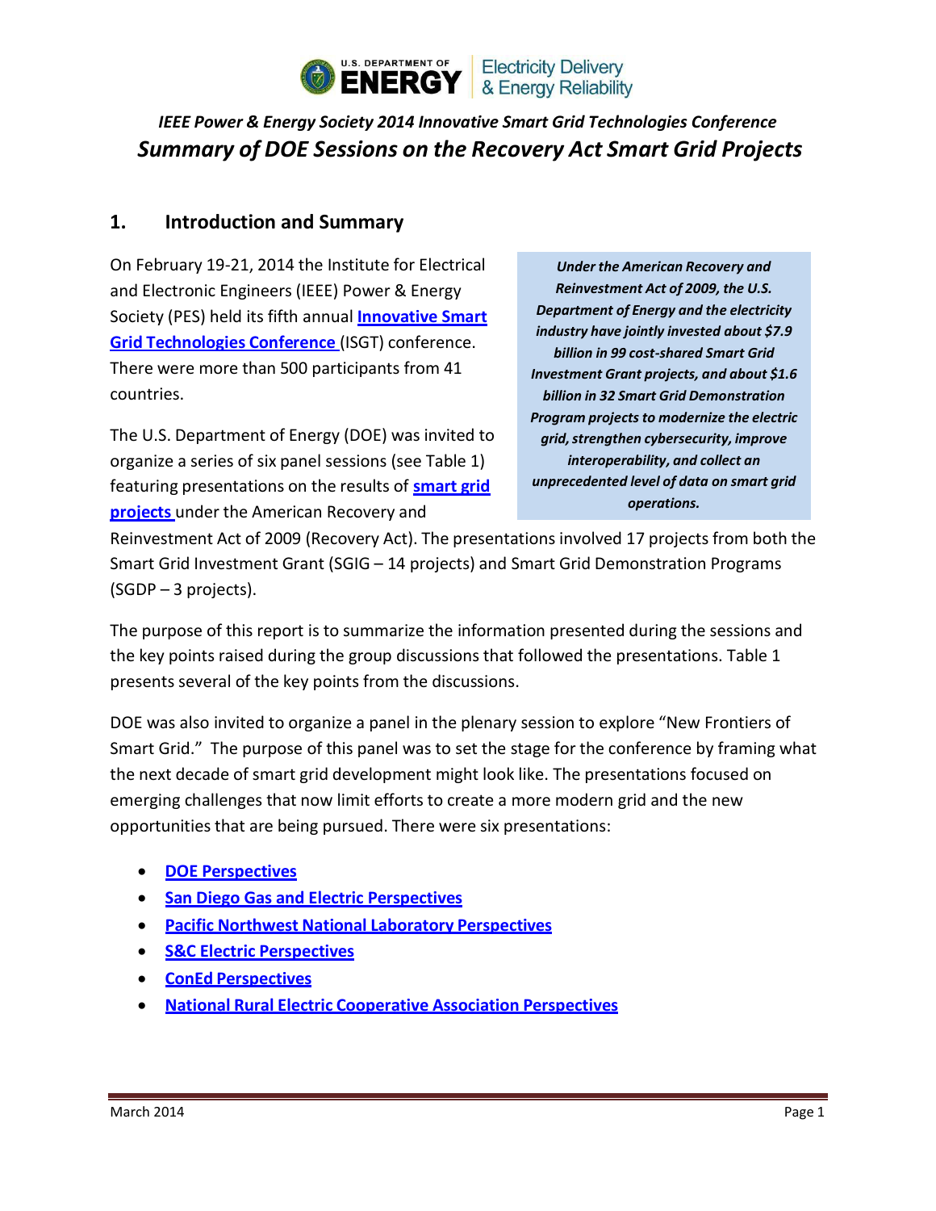*IEEE Power & Energy Society 2014 Innovative Smart Grid Technologies Conference*

# *Summary of DOE Sessions on the Recovery Act Smart Grid Projects*

## 1. Introduction and Summary

On February 19-21, 2014 the Institute for Electrical and Electronic Engineers (IEEE) Power & Energy Society (PES) held its fifth annual **Innovative Smart Grid Technologies Conference** (ISGT) conference. There were more than 500 participants from 41 countries.

***Under the American Recovery and Reinvestment Act of 2009, the U.S. Department of Energy and the electricity industry have jointly invested about $7.9 billion in 99 cost-shared Smart Grid Investment Grant projects, and about $1.6 billion in 32 Smart Grid Demonstration Program projects to modernize the electric grid, strengthen cybersecurity, improve interoperability, and collect an unprecedented level of data on smart grid operations.***

The U.S. Department of Energy (DOE) was invited to organize a series of six panel sessions (see Table 1) featuring presentations on the results of **smart grid projects** under the American Recovery and Reinvestment Act of 2009 (Recovery Act). The presentations involved 17 projects from both the Smart Grid Investment Grant (SGIG – 14 projects) and Smart Grid Demonstration Programs (SGDP – 3 projects).

The purpose of this report is to summarize the information presented during the sessions and the key points raised during the group discussions that followed the presentations. Table 1 presents several of the key points from the discussions.

DOE was also invited to organize a panel in the plenary session to explore "New Frontiers of Smart Grid." The purpose of this panel was to set the stage for the conference by framing what the next decade of smart grid development might look like. The presentations focused on emerging challenges that now limit efforts to create a more modern grid and the new opportunities that are being pursued. There were six presentations:

- **DOE Perspectives**
- **San Diego Gas and Electric Perspectives**
- **Pacific Northwest National Laboratory Perspectives**
- **S&C Electric Perspectives**
- **ConEd Perspectives**
- **National Rural Electric Cooperative Association Perspectives**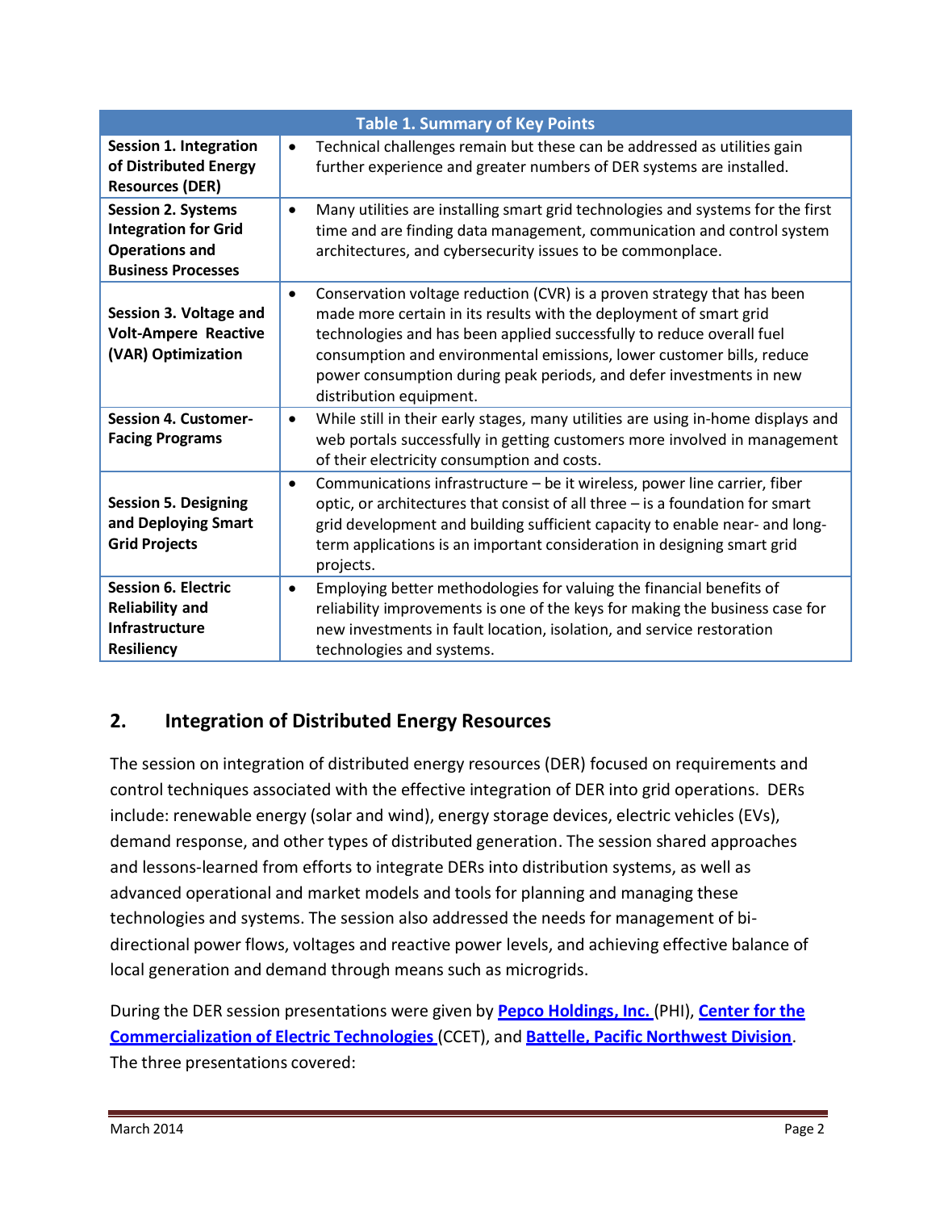| Table 1. Summary of Key Points | |
|---|---|
| **Session 1. Integration of Distributed Energy Resources (DER)** | • Technical challenges remain but these can be addressed as utilities gain further experience and greater numbers of DER systems are installed. |
| **Session 2. Systems Integration for Grid Operations and Business Processes** | • Many utilities are installing smart grid technologies and systems for the first time and are finding data management, communication and control system architectures, and cybersecurity issues to be commonplace. |
| **Session 3. Voltage and Volt-Ampere Reactive (VAR) Optimization** | • Conservation voltage reduction (CVR) is a proven strategy that has been made more certain in its results with the deployment of smart grid technologies and has been applied successfully to reduce overall fuel consumption and environmental emissions, lower customer bills, reduce power consumption during peak periods, and defer investments in new distribution equipment. |
| **Session 4. Customer-Facing Programs** | • While still in their early stages, many utilities are using in-home displays and web portals successfully in getting customers more involved in management of their electricity consumption and costs. |
| **Session 5. Designing and Deploying Smart Grid Projects** | • Communications infrastructure – be it wireless, power line carrier, fiber optic, or architectures that consist of all three – is a foundation for smart grid development and building sufficient capacity to enable near- and long-term applications is an important consideration in designing smart grid projects. |
| **Session 6. Electric Reliability and Infrastructure Resiliency** | • Employing better methodologies for valuing the financial benefits of reliability improvements is one of the keys for making the business case for new investments in fault location, isolation, and service restoration technologies and systems. |

## 2. Integration of Distributed Energy Resources

The session on integration of distributed energy resources (DER) focused on requirements and control techniques associated with the effective integration of DER into grid operations. DERs include: renewable energy (solar and wind), energy storage devices, electric vehicles (EVs), demand response, and other types of distributed generation. The session shared approaches and lessons-learned from efforts to integrate DERs into distribution systems, as well as advanced operational and market models and tools for planning and managing these technologies and systems. The session also addressed the needs for management of bi-directional power flows, voltages and reactive power levels, and achieving effective balance of local generation and demand through means such as microgrids.

During the DER session presentations were given by **Pepco Holdings, Inc.** (PHI), **Center for the Commercialization of Electric Technologies** (CCET), and **Battelle, Pacific Northwest Division**. The three presentations covered: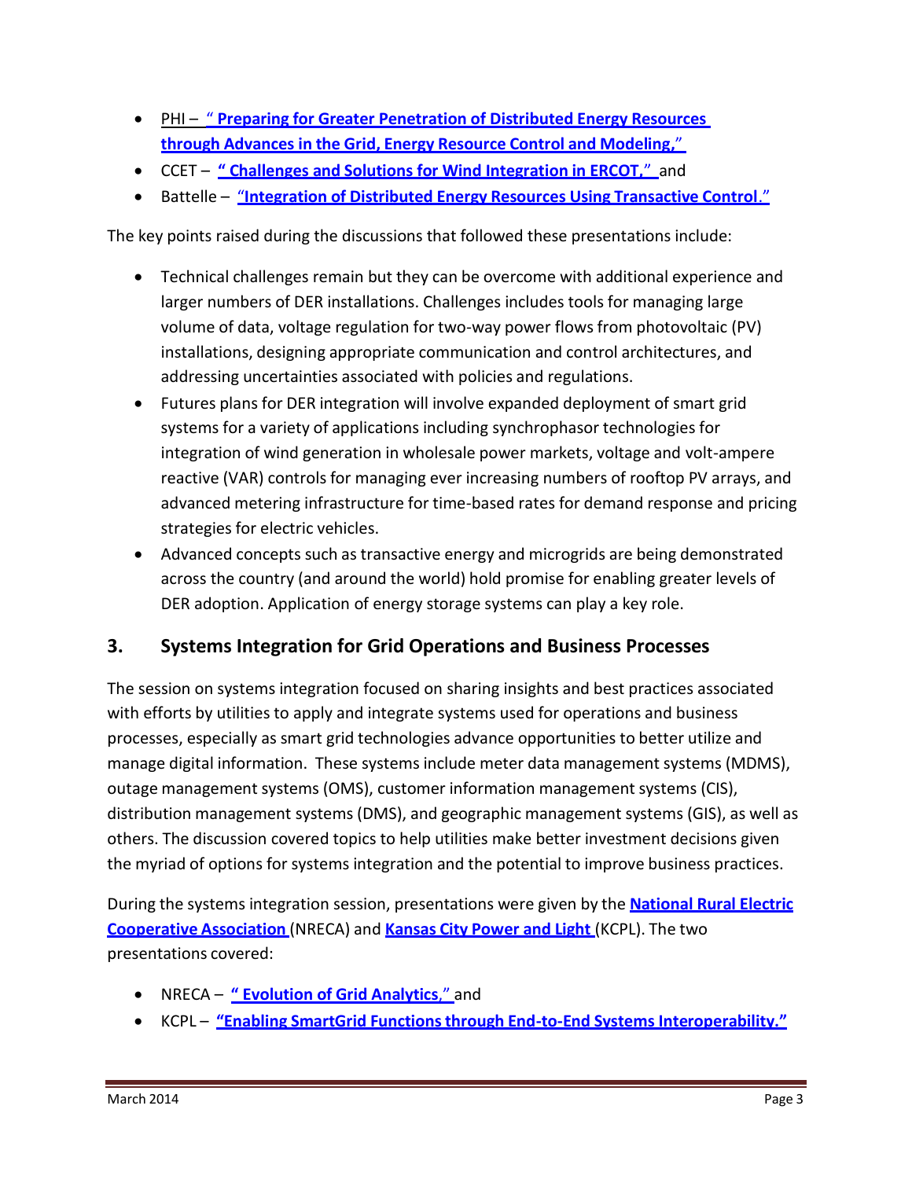- PHI – " **Preparing for Greater Penetration of Distributed Energy Resources through Advances in the Grid, Energy Resource Control and Modeling,**"
- CCET – **" Challenges and Solutions for Wind Integration in ERCOT,"** and
- Battelle – "**Integration of Distributed Energy Resources Using Transactive Control**."

The key points raised during the discussions that followed these presentations include:

- Technical challenges remain but they can be overcome with additional experience and larger numbers of DER installations. Challenges includes tools for managing large volume of data, voltage regulation for two-way power flows from photovoltaic (PV) installations, designing appropriate communication and control architectures, and addressing uncertainties associated with policies and regulations.
- Futures plans for DER integration will involve expanded deployment of smart grid systems for a variety of applications including synchrophasor technologies for integration of wind generation in wholesale power markets, voltage and volt-ampere reactive (VAR) controls for managing ever increasing numbers of rooftop PV arrays, and advanced metering infrastructure for time-based rates for demand response and pricing strategies for electric vehicles.
- Advanced concepts such as transactive energy and microgrids are being demonstrated across the country (and around the world) hold promise for enabling greater levels of DER adoption. Application of energy storage systems can play a key role.

## 3. Systems Integration for Grid Operations and Business Processes

The session on systems integration focused on sharing insights and best practices associated with efforts by utilities to apply and integrate systems used for operations and business processes, especially as smart grid technologies advance opportunities to better utilize and manage digital information. These systems include meter data management systems (MDMS), outage management systems (OMS), customer information management systems (CIS), distribution management systems (DMS), and geographic management systems (GIS), as well as others. The discussion covered topics to help utilities make better investment decisions given the myriad of options for systems integration and the potential to improve business practices.

During the systems integration session, presentations were given by the **National Rural Electric Cooperative Association** (NRECA) and **Kansas City Power and Light** (KCPL). The two presentations covered:

- NRECA – **" Evolution of Grid Analytics,"** and
- KCPL – **"Enabling SmartGrid Functions through End-to-End Systems Interoperability."**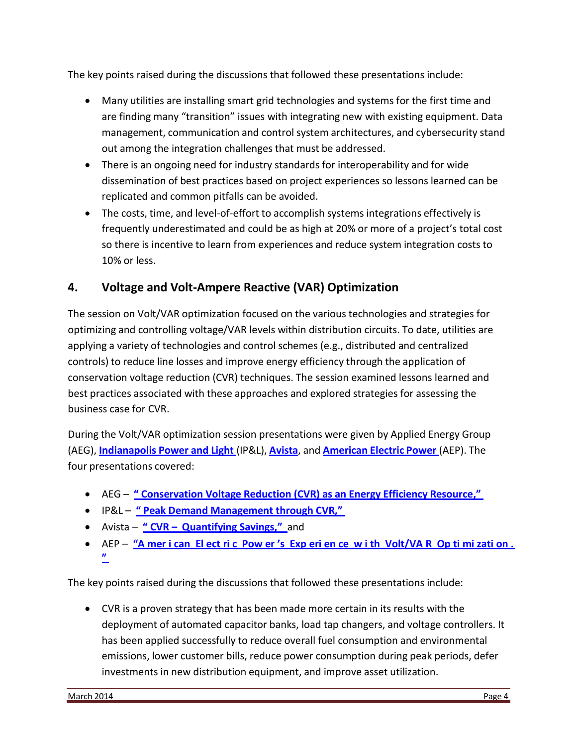The key points raised during the discussions that followed these presentations include:

- Many utilities are installing smart grid technologies and systems for the first time and are finding many "transition" issues with integrating new with existing equipment. Data management, communication and control system architectures, and cybersecurity stand out among the integration challenges that must be addressed.
- There is an ongoing need for industry standards for interoperability and for wide dissemination of best practices based on project experiences so lessons learned can be replicated and common pitfalls can be avoided.
- The costs, time, and level-of-effort to accomplish systems integrations effectively is frequently underestimated and could be as high at 20% or more of a project's total cost so there is incentive to learn from experiences and reduce system integration costs to 10% or less.

## 4. Voltage and Volt-Ampere Reactive (VAR) Optimization

The session on Volt/VAR optimization focused on the various technologies and strategies for optimizing and controlling voltage/VAR levels within distribution circuits. To date, utilities are applying a variety of technologies and control schemes (e.g., distributed and centralized controls) to reduce line losses and improve energy efficiency through the application of conservation voltage reduction (CVR) techniques. The session examined lessons learned and best practices associated with these approaches and explored strategies for assessing the business case for CVR.

During the Volt/VAR optimization session presentations were given by Applied Energy Group (AEG), **Indianapolis Power and Light** (IP&L), **Avista**, and **American Electric Power** (AEP). The four presentations covered:

- AEG – **" Conservation Voltage Reduction (CVR) as an Energy Efficiency Resource,"**
- IP&L – **" Peak Demand Management through CVR,"**
- Avista – **" CVR – Quantifying Savings,"** and
- AEP – **"American Electric Power's Experience with Volt/VAR Optimization."**

The key points raised during the discussions that followed these presentations include:

- CVR is a proven strategy that has been made more certain in its results with the deployment of automated capacitor banks, load tap changers, and voltage controllers. It has been applied successfully to reduce overall fuel consumption and environmental emissions, lower customer bills, reduce power consumption during peak periods, defer investments in new distribution equipment, and improve asset utilization.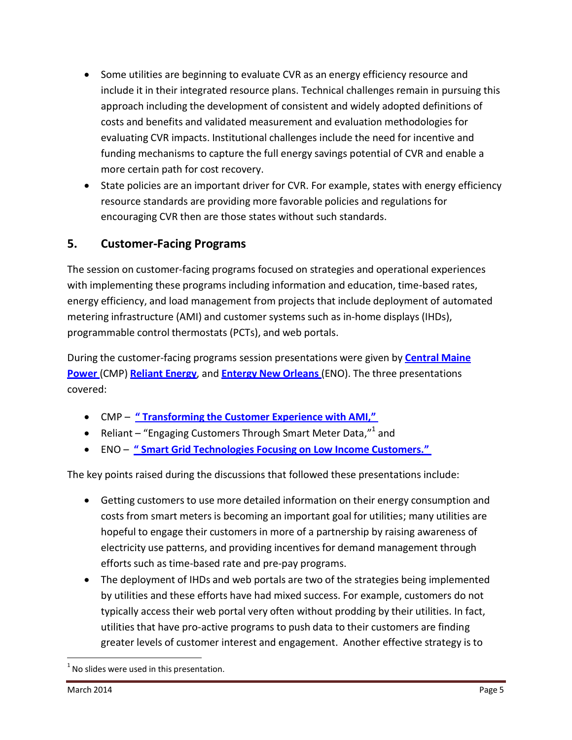- Some utilities are beginning to evaluate CVR as an energy efficiency resource and include it in their integrated resource plans. Technical challenges remain in pursuing this approach including the development of consistent and widely adopted definitions of costs and benefits and validated measurement and evaluation methodologies for evaluating CVR impacts. Institutional challenges include the need for incentive and funding mechanisms to capture the full energy savings potential of CVR and enable a more certain path for cost recovery.
- State policies are an important driver for CVR. For example, states with energy efficiency resource standards are providing more favorable policies and regulations for encouraging CVR then are those states without such standards.

## 5. Customer-Facing Programs

The session on customer-facing programs focused on strategies and operational experiences with implementing these programs including information and education, time-based rates, energy efficiency, and load management from projects that include deployment of automated metering infrastructure (AMI) and customer systems such as in-home displays (IHDs), programmable control thermostats (PCTs), and web portals.

During the customer-facing programs session presentations were given by **Central Maine Power** (CMP) **Reliant Energy**, and **Entergy New Orleans** (ENO). The three presentations covered:

- CMP – **" Transforming the Customer Experience with AMI,"**
- Reliant – "Engaging Customers Through Smart Meter Data,"[1] and
- ENO – **" Smart Grid Technologies Focusing on Low Income Customers."**

The key points raised during the discussions that followed these presentations include:

- Getting customers to use more detailed information on their energy consumption and costs from smart meters is becoming an important goal for utilities; many utilities are hopeful to engage their customers in more of a partnership by raising awareness of electricity use patterns, and providing incentives for demand management through efforts such as time-based rate and pre-pay programs.
- The deployment of IHDs and web portals are two of the strategies being implemented by utilities and these efforts have had mixed success. For example, customers do not typically access their web portal very often without prodding by their utilities. In fact, utilities that have pro-active programs to push data to their customers are finding greater levels of customer interest and engagement. Another effective strategy is to

[1] No slides were used in this presentation.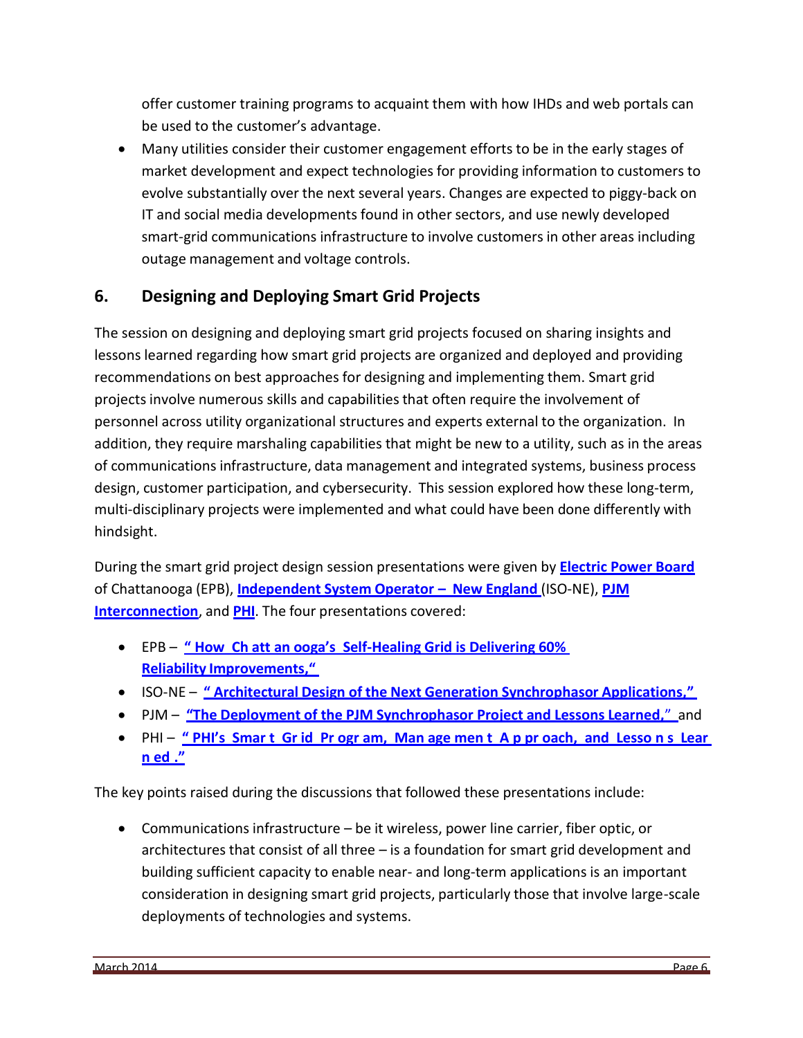offer customer training programs to acquaint them with how IHDs and web portals can be used to the customer's advantage.

- Many utilities consider their customer engagement efforts to be in the early stages of market development and expect technologies for providing information to customers to evolve substantially over the next several years. Changes are expected to piggy-back on IT and social media developments found in other sectors, and use newly developed smart-grid communications infrastructure to involve customers in other areas including outage management and voltage controls.

## 6. Designing and Deploying Smart Grid Projects

The session on designing and deploying smart grid projects focused on sharing insights and lessons learned regarding how smart grid projects are organized and deployed and providing recommendations on best approaches for designing and implementing them. Smart grid projects involve numerous skills and capabilities that often require the involvement of personnel across utility organizational structures and experts external to the organization. In addition, they require marshaling capabilities that might be new to a utility, such as in the areas of communications infrastructure, data management and integrated systems, business process design, customer participation, and cybersecurity. This session explored how these long-term, multi-disciplinary projects were implemented and what could have been done differently with hindsight.

During the smart grid project design session presentations were given by **Electric Power Board** of Chattanooga (EPB), **Independent System Operator – New England** (ISO-NE), **PJM Interconnection**, and **PHI**. The four presentations covered:

- EPB – **"How Chattanooga's Self-Healing Grid is Delivering 60% Reliability Improvements,"**
- ISO-NE – **"Architectural Design of the Next Generation Synchrophasor Applications,"**
- PJM – **"The Deployment of the PJM Synchrophasor Project and Lessons Learned,"** and
- PHI – **"PHI's Smart Grid Program, Management Approach, and Lessons Learned."**

The key points raised during the discussions that followed these presentations include:

- Communications infrastructure – be it wireless, power line carrier, fiber optic, or architectures that consist of all three – is a foundation for smart grid development and building sufficient capacity to enable near- and long-term applications is an important consideration in designing smart grid projects, particularly those that involve large-scale deployments of technologies and systems.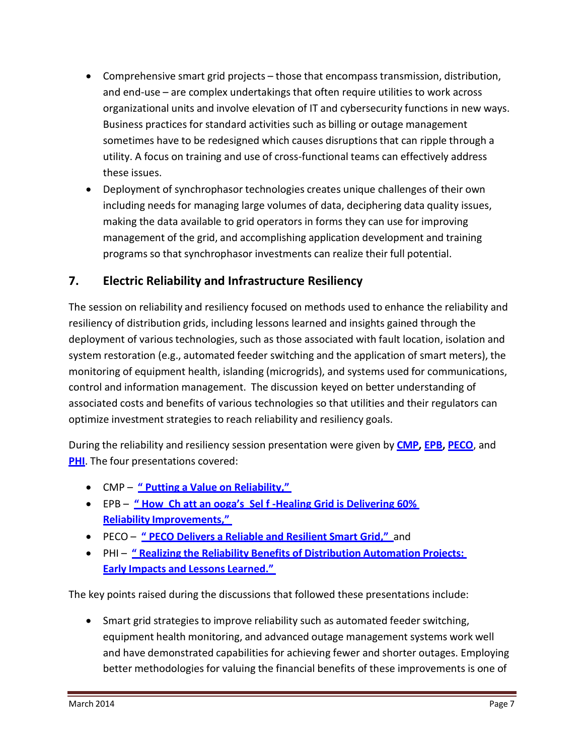- Comprehensive smart grid projects – those that encompass transmission, distribution, and end-use – are complex undertakings that often require utilities to work across organizational units and involve elevation of IT and cybersecurity functions in new ways. Business practices for standard activities such as billing or outage management sometimes have to be redesigned which causes disruptions that can ripple through a utility. A focus on training and use of cross-functional teams can effectively address these issues.
- Deployment of synchrophasor technologies creates unique challenges of their own including needs for managing large volumes of data, deciphering data quality issues, making the data available to grid operators in forms they can use for improving management of the grid, and accomplishing application development and training programs so that synchrophasor investments can realize their full potential.

## 7. Electric Reliability and Infrastructure Resiliency

The session on reliability and resiliency focused on methods used to enhance the reliability and resiliency of distribution grids, including lessons learned and insights gained through the deployment of various technologies, such as those associated with fault location, isolation and system restoration (e.g., automated feeder switching and the application of smart meters), the monitoring of equipment health, islanding (microgrids), and systems used for communications, control and information management. The discussion keyed on better understanding of associated costs and benefits of various technologies so that utilities and their regulators can optimize investment strategies to reach reliability and resiliency goals.

During the reliability and resiliency session presentation were given by **CMP**, **EPB**, **PECO**, and **PHI**. The four presentations covered:

- CMP – **"Putting a Value on Reliability,"**
- EPB – **"How Chattanooga's Self-Healing Grid is Delivering 60% Reliability Improvements,"**
- PECO – **"PECO Delivers a Reliable and Resilient Smart Grid,"** and
- PHI – **"Realizing the Reliability Benefits of Distribution Automation Projects: Early Impacts and Lessons Learned."**

The key points raised during the discussions that followed these presentations include:

- Smart grid strategies to improve reliability such as automated feeder switching, equipment health monitoring, and advanced outage management systems work well and have demonstrated capabilities for achieving fewer and shorter outages. Employing better methodologies for valuing the financial benefits of these improvements is one of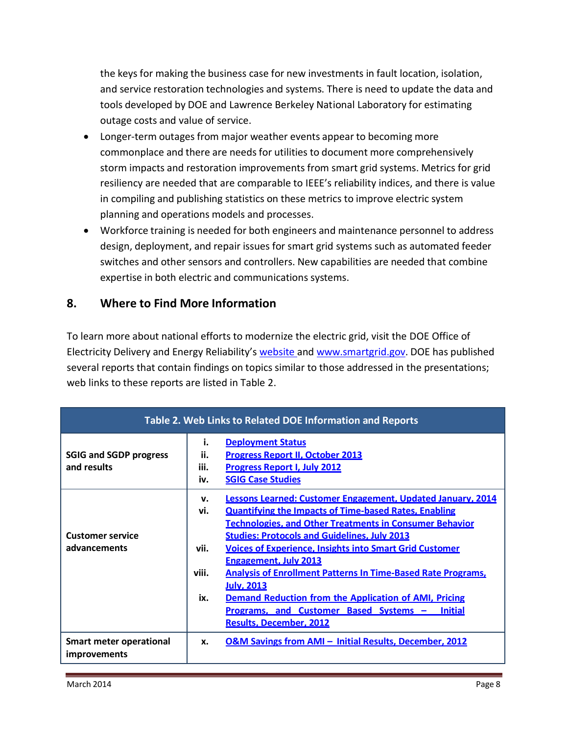the keys for making the business case for new investments in fault location, isolation, and service restoration technologies and systems. There is need to update the data and tools developed by DOE and Lawrence Berkeley National Laboratory for estimating outage costs and value of service.

- Longer-term outages from major weather events appear to becoming more commonplace and there are needs for utilities to document more comprehensively storm impacts and restoration improvements from smart grid systems. Metrics for grid resiliency are needed that are comparable to IEEE's reliability indices, and there is value in compiling and publishing statistics on these metrics to improve electric system planning and operations models and processes.
- Workforce training is needed for both engineers and maintenance personnel to address design, deployment, and repair issues for smart grid systems such as automated feeder switches and other sensors and controllers. New capabilities are needed that combine expertise in both electric and communications systems.

## 8. Where to Find More Information

To learn more about national efforts to modernize the electric grid, visit the DOE Office of Electricity Delivery and Energy Reliability's website and www.smartgrid.gov. DOE has published several reports that contain findings on topics similar to those addressed in the presentations; web links to these reports are listed in Table 2.

| Table 2. Web Links to Related DOE Information and Reports | |
|---|---|
| **SGIG and SGDP progress and results** | i. Deployment Status<br>ii. Progress Report II, October 2013<br>iii. Progress Report I, July 2012<br>iv. SGIG Case Studies |
| **Customer service advancements** | v. Lessons Learned: Customer Engagement, Updated January, 2014<br>vi. Quantifying the Impacts of Time-based Rates, Enabling Technologies, and Other Treatments in Consumer Behavior Studies: Protocols and Guidelines, July 2013<br>vii. Voices of Experience, Insights into Smart Grid Customer Engagement, July 2013<br>viii. Analysis of Enrollment Patterns In Time-Based Rate Programs, July, 2013<br>ix. Demand Reduction from the Application of AMI, Pricing Programs, and Customer Based Systems – Initial Results, December, 2012 |
| **Smart meter operational improvements** | x. O&M Savings from AMI – Initial Results, December, 2012 |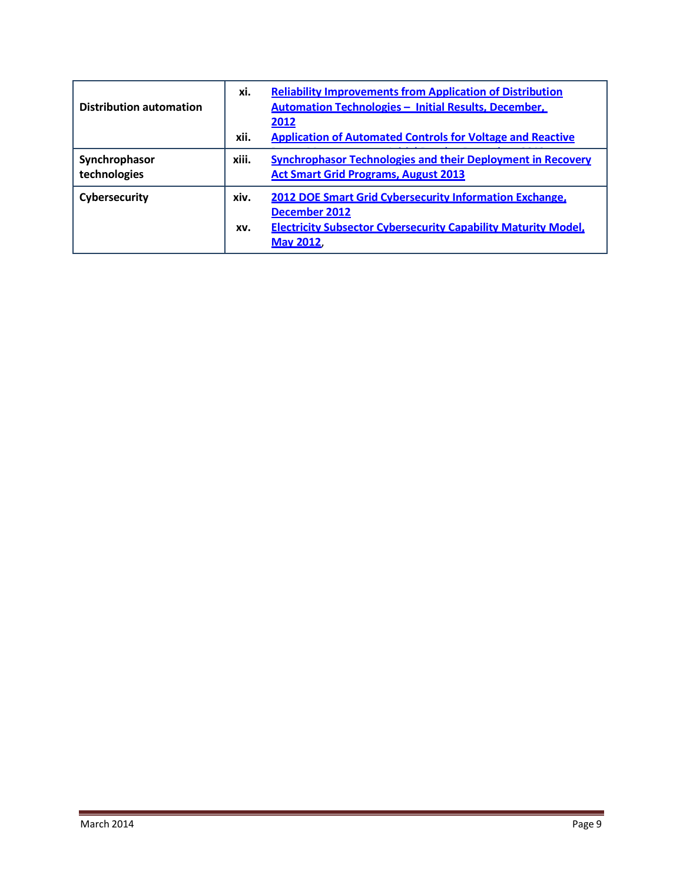| | | |
|---|---|---|
| **Distribution automation** | **xi.** | **Reliability Improvements from Application of Distribution Automation Technologies – Initial Results, December, 2012** |
| | **xii.** | **Application of Automated Controls for Voltage and Reactive** |
| **Synchrophasor technologies** | **xiii.** | **Synchrophasor Technologies and their Deployment in Recovery Act Smart Grid Programs, August 2013** |
| **Cybersecurity** | **xiv.** | **2012 DOE Smart Grid Cybersecurity Information Exchange, December 2012** |
| | **xv.** | **Electricity Subsector Cybersecurity Capability Maturity Model, May 2012**, |